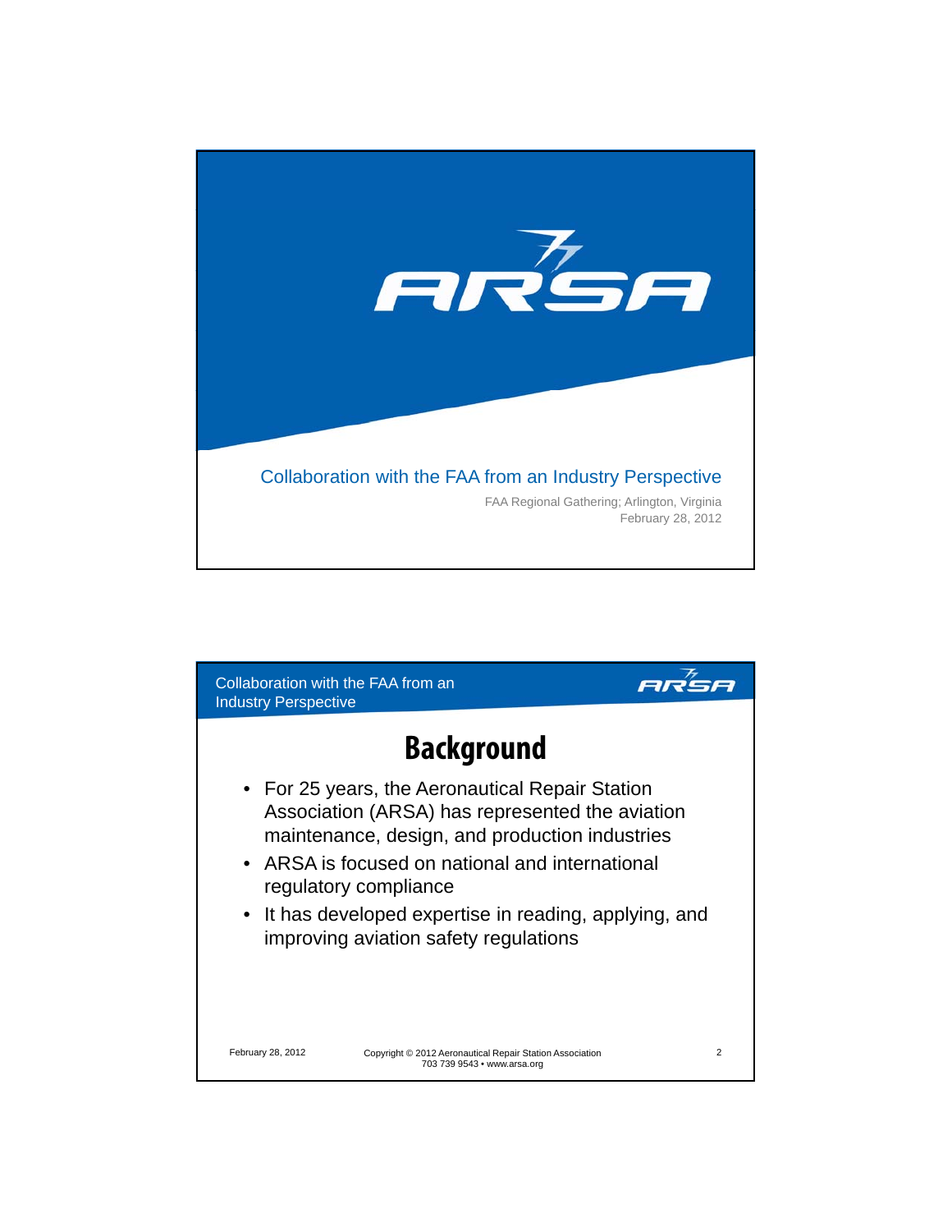# ARSA

## Collaboration with the FAA from an Industry Perspective

FAA Regional Gathering; Arlington, Virginia
February 28, 2012

## Background

- For 25 years, the Aeronautical Repair Station Association (ARSA) has represented the aviation maintenance, design, and production industries
- ARSA is focused on national and international regulatory compliance
- It has developed expertise in reading, applying, and improving aviation safety regulations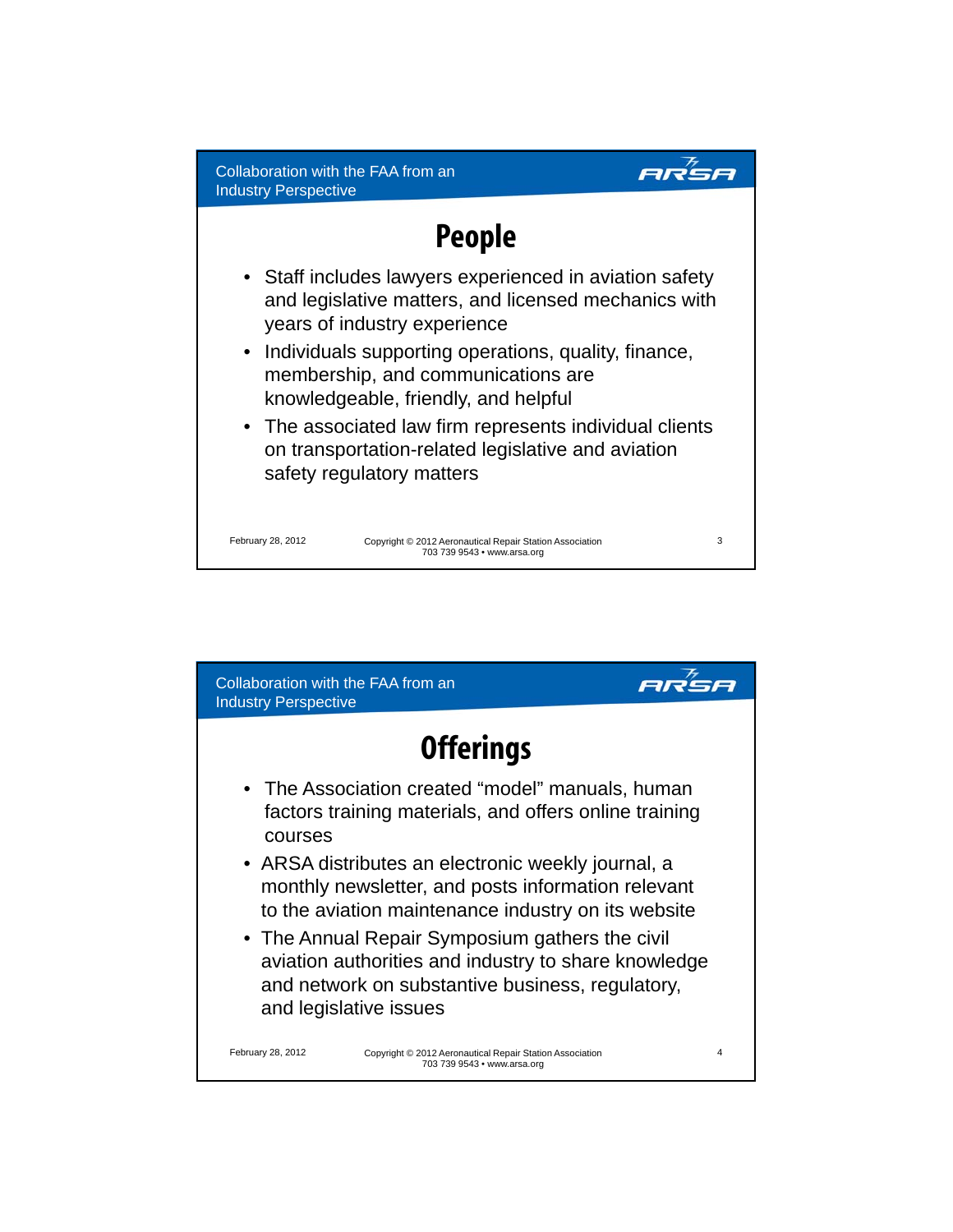## People

- Staff includes lawyers experienced in aviation safety and legislative matters, and licensed mechanics with years of industry experience
- Individuals supporting operations, quality, finance, membership, and communications are knowledgeable, friendly, and helpful
- The associated law firm represents individual clients on transportation-related legislative and aviation safety regulatory matters

## Offerings

- The Association created “model” manuals, human factors training materials, and offers online training courses
- ARSA distributes an electronic weekly journal, a monthly newsletter, and posts information relevant to the aviation maintenance industry on its website
- The Annual Repair Symposium gathers the civil aviation authorities and industry to share knowledge and network on substantive business, regulatory, and legislative issues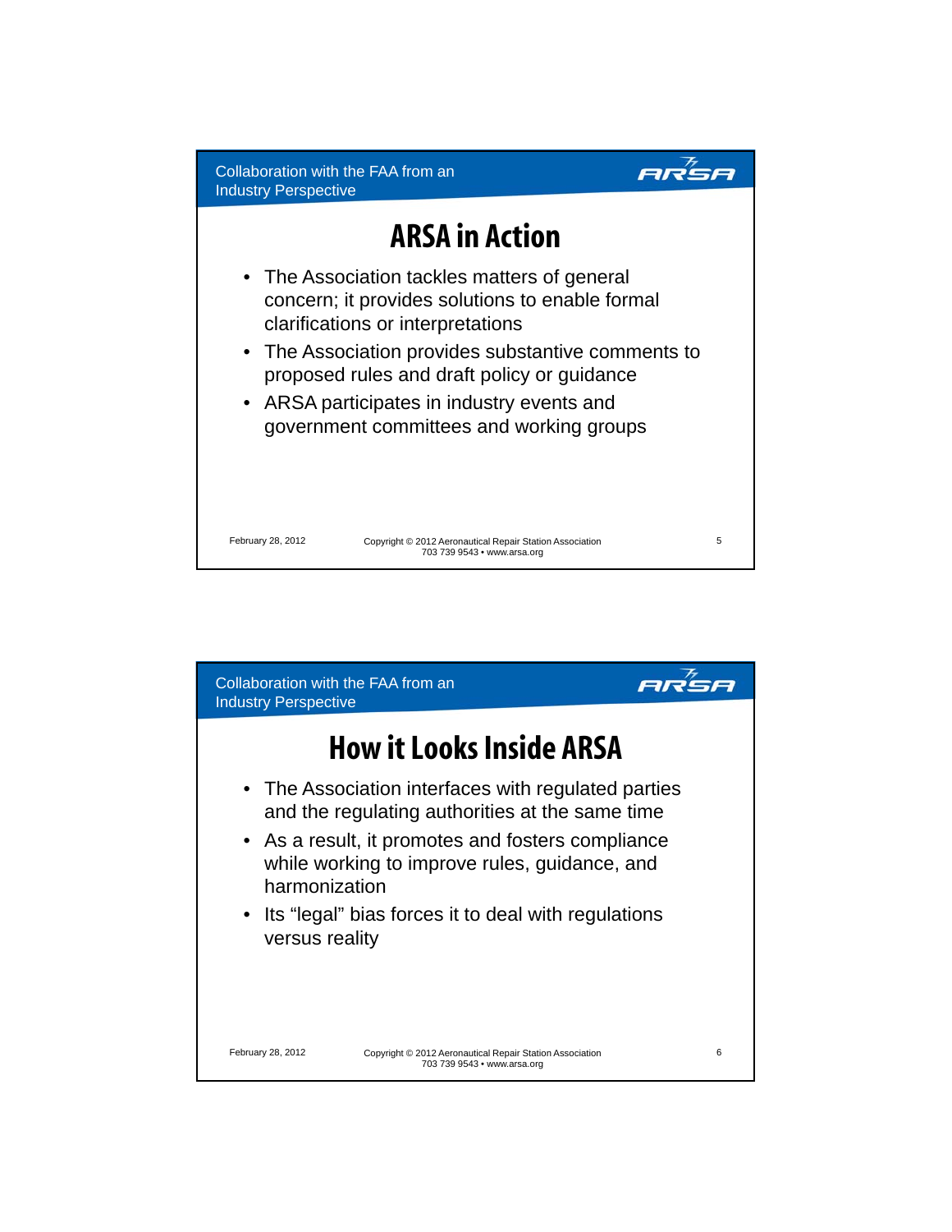## ARSA in Action

- The Association tackles matters of general concern; it provides solutions to enable formal clarifications or interpretations
- The Association provides substantive comments to proposed rules and draft policy or guidance
- ARSA participates in industry events and government committees and working groups

## How it Looks Inside ARSA

- The Association interfaces with regulated parties and the regulating authorities at the same time
- As a result, it promotes and fosters compliance while working to improve rules, guidance, and harmonization
- Its “legal” bias forces it to deal with regulations versus reality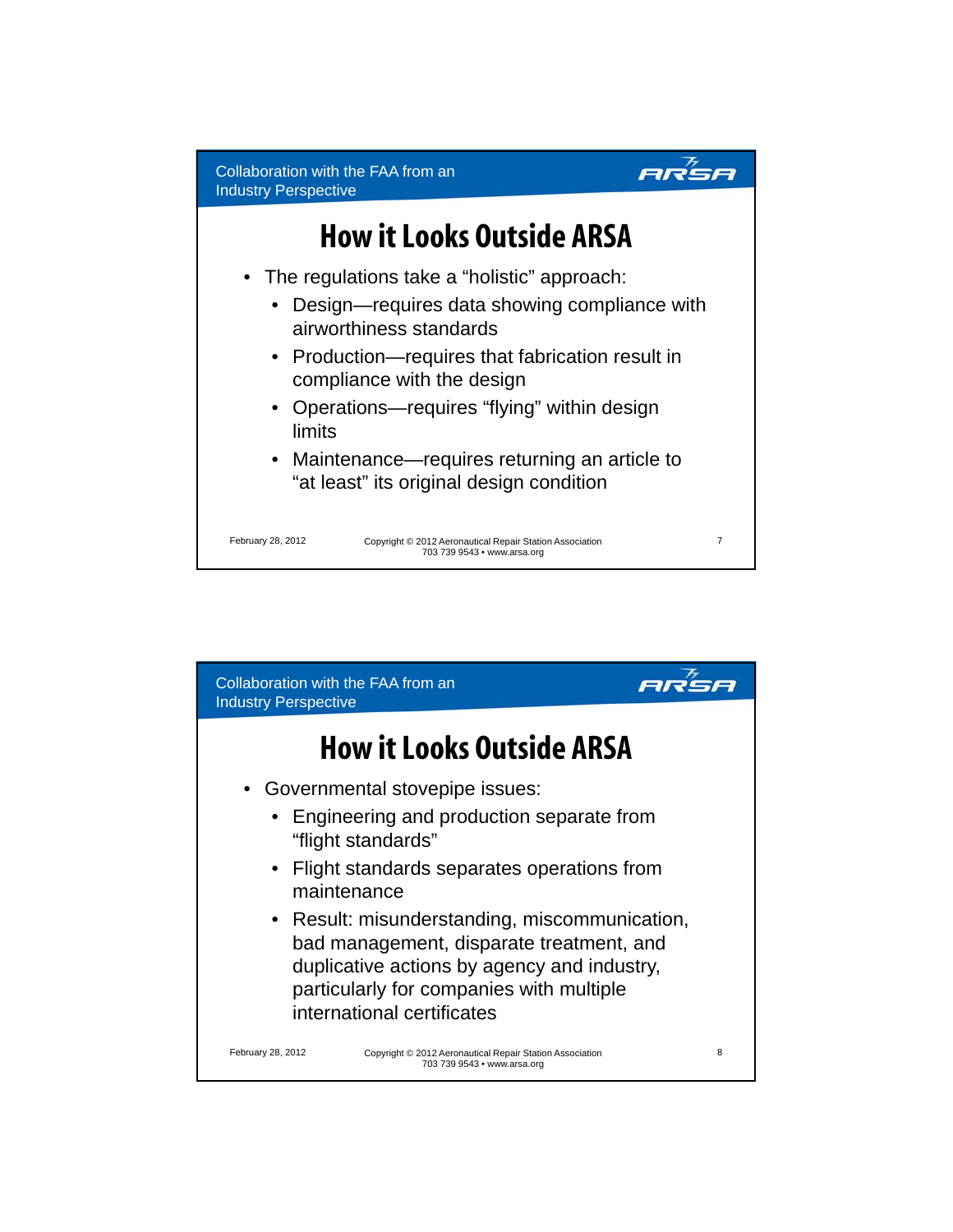## How it Looks Outside ARSA

- The regulations take a "holistic" approach:
  - Design—requires data showing compliance with airworthiness standards
  - Production—requires that fabrication result in compliance with the design
  - Operations—requires "flying" within design limits
  - Maintenance—requires returning an article to "at least" its original design condition

## How it Looks Outside ARSA

- Governmental stovepipe issues:
  - Engineering and production separate from "flight standards"
  - Flight standards separates operations from maintenance
  - Result: misunderstanding, miscommunication, bad management, disparate treatment, and duplicative actions by agency and industry, particularly for companies with multiple international certificates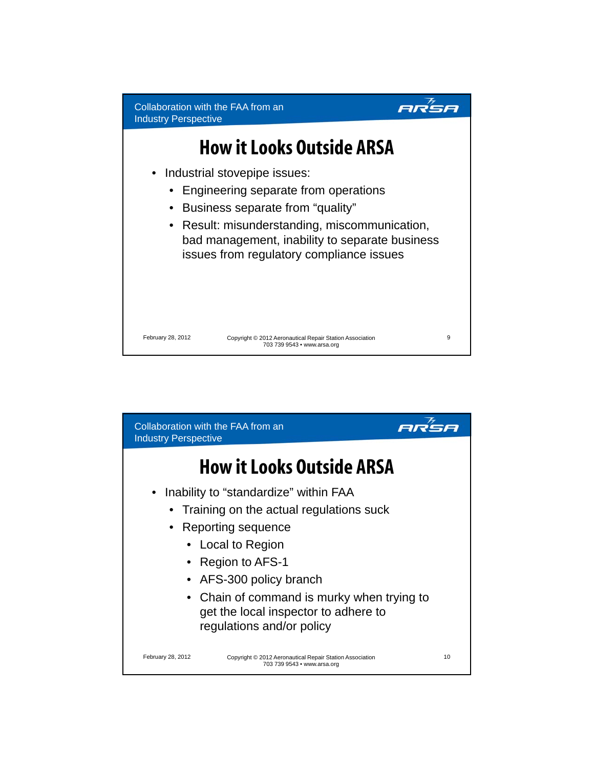## How it Looks Outside ARSA

- Industrial stovepipe issues:
  - Engineering separate from operations
  - Business separate from "quality"
  - Result: misunderstanding, miscommunication, bad management, inability to separate business issues from regulatory compliance issues

## How it Looks Outside ARSA

- Inability to "standardize" within FAA
  - Training on the actual regulations suck
  - Reporting sequence
    - Local to Region
    - Region to AFS-1
    - AFS-300 policy branch
    - Chain of command is murky when trying to get the local inspector to adhere to regulations and/or policy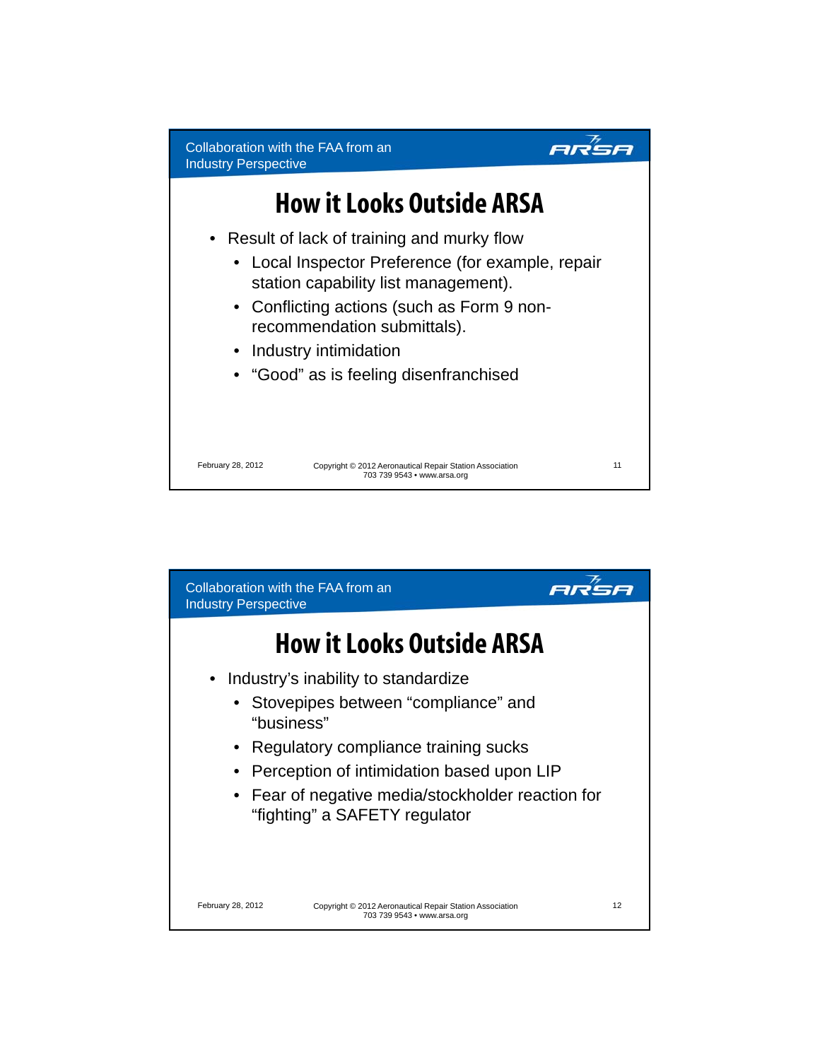## How it Looks Outside ARSA

- Result of lack of training and murky flow
  - Local Inspector Preference (for example, repair station capability list management).
  - Conflicting actions (such as Form 9 non-recommendation submittals).
  - Industry intimidation
  - "Good" as is feeling disenfranchised

## How it Looks Outside ARSA

- Industry's inability to standardize
  - Stovepipes between "compliance" and "business"
  - Regulatory compliance training sucks
  - Perception of intimidation based upon LIP
  - Fear of negative media/stockholder reaction for "fighting" a SAFETY regulator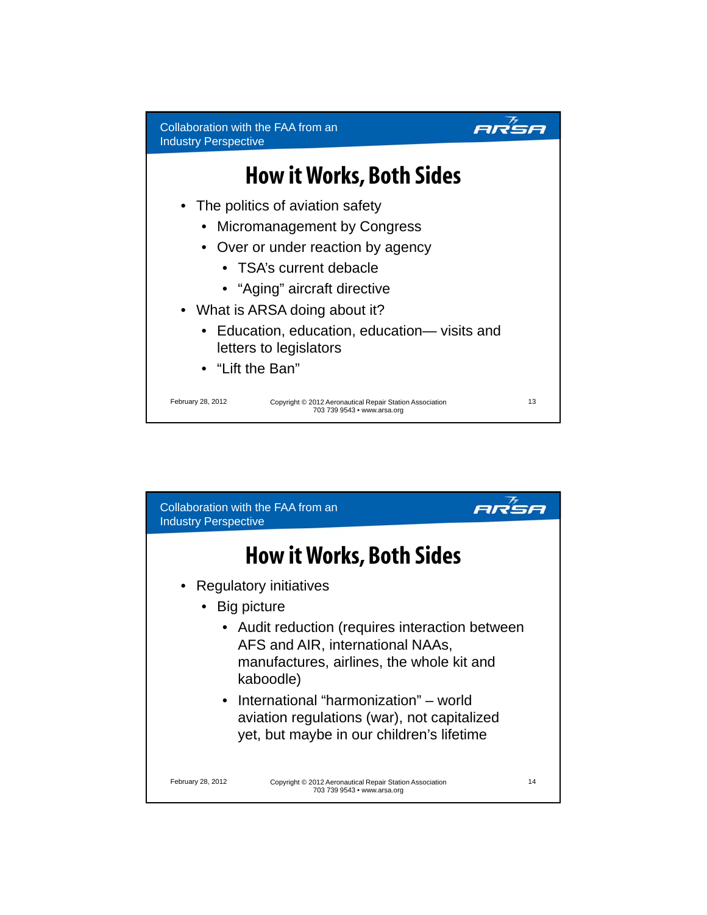## How it Works, Both Sides

- The politics of aviation safety
  - Micromanagement by Congress
  - Over or under reaction by agency
    - TSA's current debacle
    - "Aging" aircraft directive
- What is ARSA doing about it?
  - Education, education, education— visits and letters to legislators
  - "Lift the Ban"

## How it Works, Both Sides

- Regulatory initiatives
  - Big picture
    - Audit reduction (requires interaction between AFS and AIR, international NAAs, manufactures, airlines, the whole kit and kaboodle)
    - International "harmonization" – world aviation regulations (war), not capitalized yet, but maybe in our children's lifetime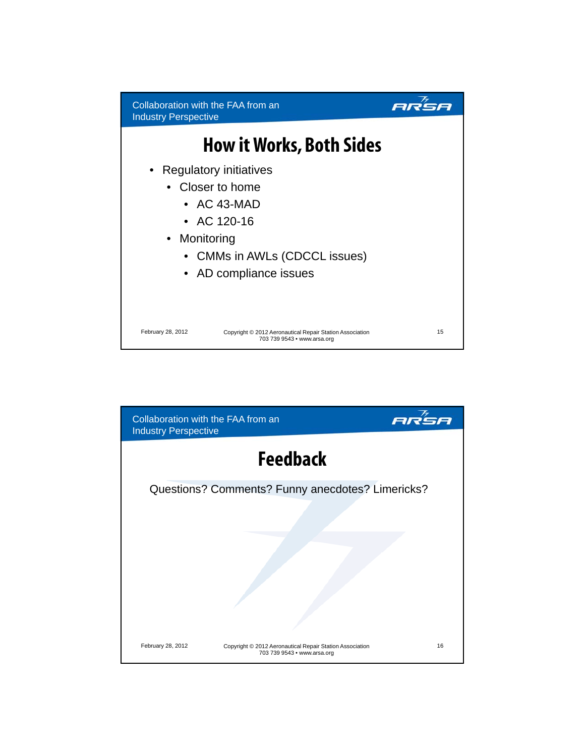## How it Works, Both Sides

- Regulatory initiatives
  - Closer to home
    - AC 43-MAD
    - AC 120-16
  - Monitoring
    - CMMs in AWLs (CDCCL issues)
    - AD compliance issues

## Feedback

Questions? Comments? Funny anecdotes? Limericks?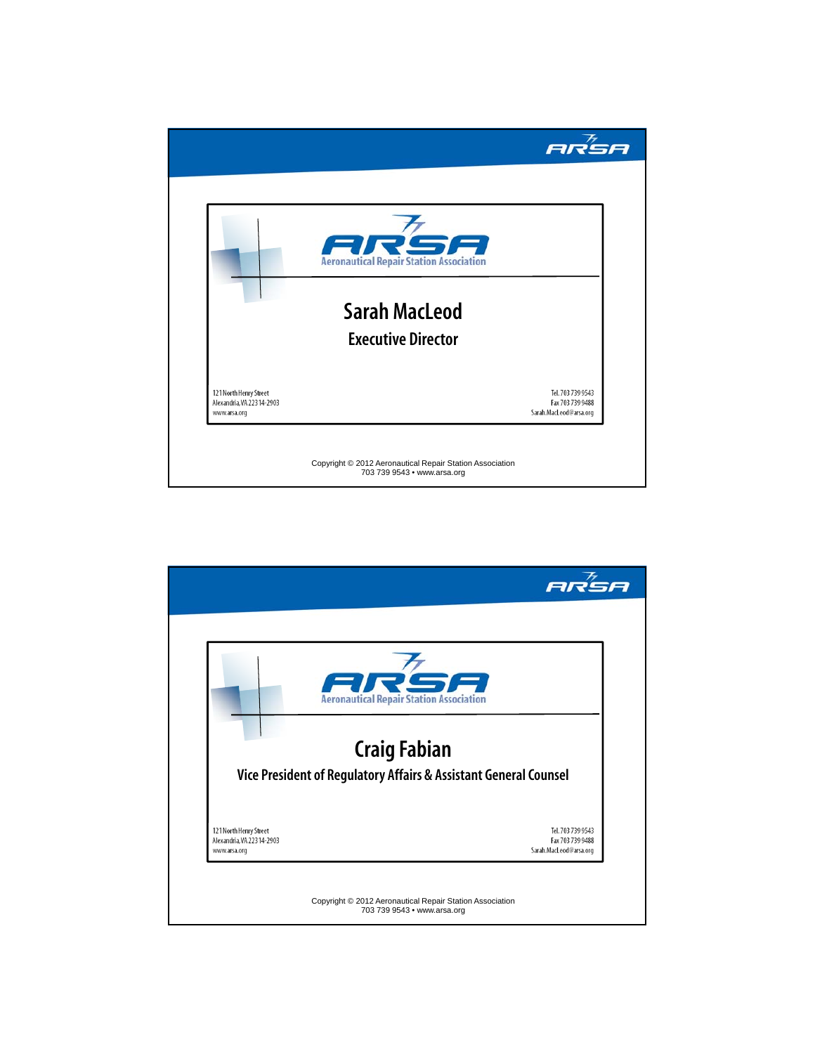ARSA

ARSA
Aeronautical Repair Station Association

## Sarah MacLeod

### Executive Director

121 North Henry Street
Alexandria, VA 22314-2903
www.arsa.org

Tel. 703 739 9543
Fax 703 739 9488
Sarah.MacLeod@arsa.org

Copyright © 2012 Aeronautical Repair Station Association
703 739 9543 • www.arsa.org

---

ARSA

ARSA
Aeronautical Repair Station Association

## Craig Fabian

### Vice President of Regulatory Affairs & Assistant General Counsel

121 North Henry Street
Alexandria, VA 22314-2903
www.arsa.org

Tel. 703 739 9543
Fax 703 739 9488
Sarah.MacLeod@arsa.org

Copyright © 2012 Aeronautical Repair Station Association
703 739 9543 • www.arsa.org